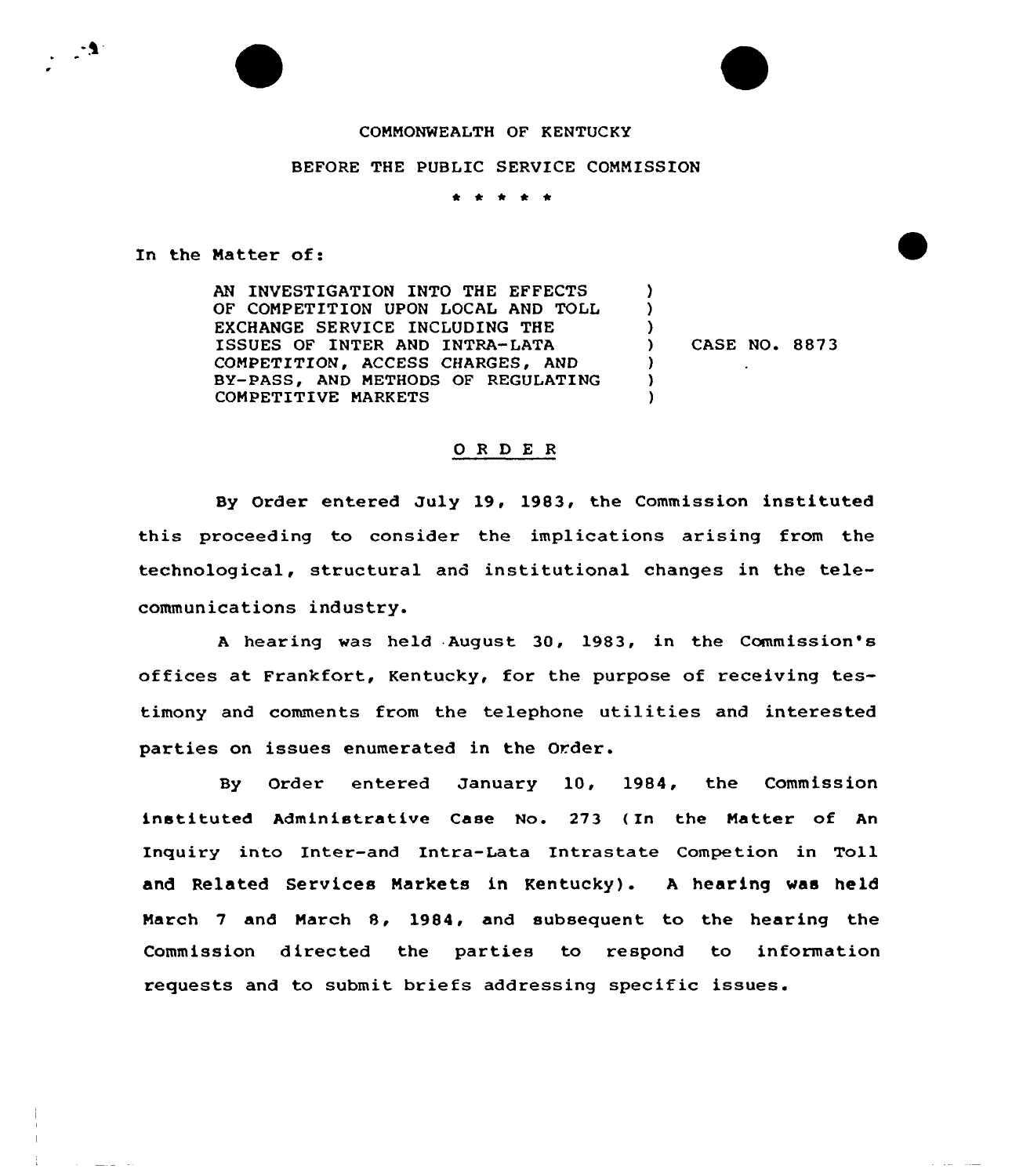COMMONWEALTH OF KENTUCKY

BEFORE THE PUBLIC SERVICE COMMISSION

\* \* \* \* \*

In the Matter of:

| | |
|---|---|
| AN INVESTIGATION INTO THE EFFECTS OF COMPETITION UPON LOCAL AND TOLL EXCHANGE SERVICE INCLUDING THE ISSUES OF INTER AND INTRA-LATA COMPETITION, ACCESS CHARGES, AND BY-PASS, AND METHODS OF REGULATING COMPETITIVE MARKETS | CASE NO. 8873 |

## O R D E R

By Order entered July 19, 1983, the Commission instituted this proceeding to consider the implications arising from the technological, structural and institutional changes in the telecommunications industry.

A hearing was held August 30, 1983, in the Commission's offices at Frankfort, Kentucky, for the purpose of receiving testimony and comments from the telephone utilities and interested parties on issues enumerated in the Order.

By Order entered January 10, 1984, the Commission instituted Administrative Case No. 273 (In the Matter of An Inquiry into Inter-and Intra-Lata Intrastate Competion in Toll and Related Services Markets in Kentucky). A hearing was held March 7 and March 8, 1984, and subsequent to the hearing the Commission directed the parties to respond to information requests and to submit briefs addressing specific issues.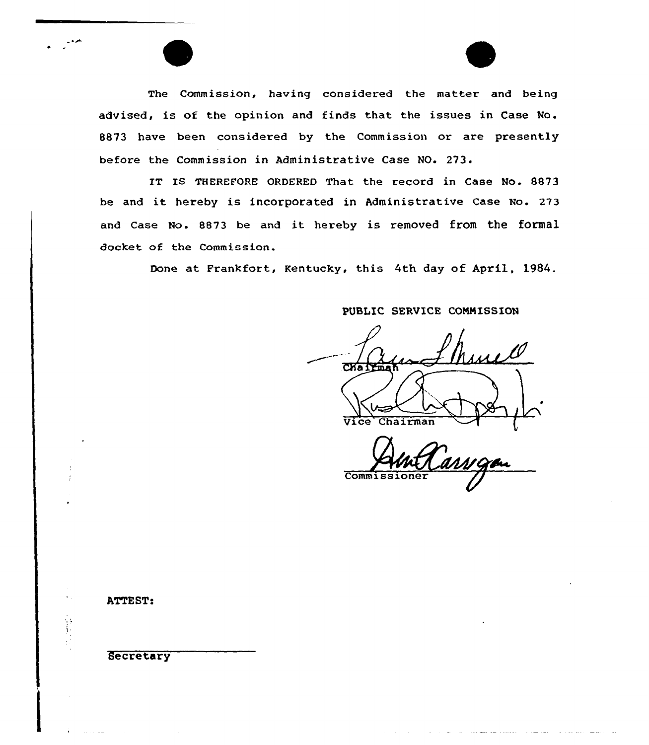The Commission, having considered the matter and being advised, is of the opinion and finds that the issues in Case No. 8873 have been considered by the Commission or are presently before the Commission in Administrative Case NO. 273.

IT IS THEREFORE ORDERED That the record in Case No. 8873 be and it hereby is incorporated in Administrative Case No. 273 and Case No. 8873 be and it hereby is removed from the formal docket of the Commission.

Done at Frankfort, Kentucky, this 4th day of April, 1984.

PUBLIC SERVICE COMMISSION

Chairman

Vice Chairman

Commissioner

ATTEST:

Secretary